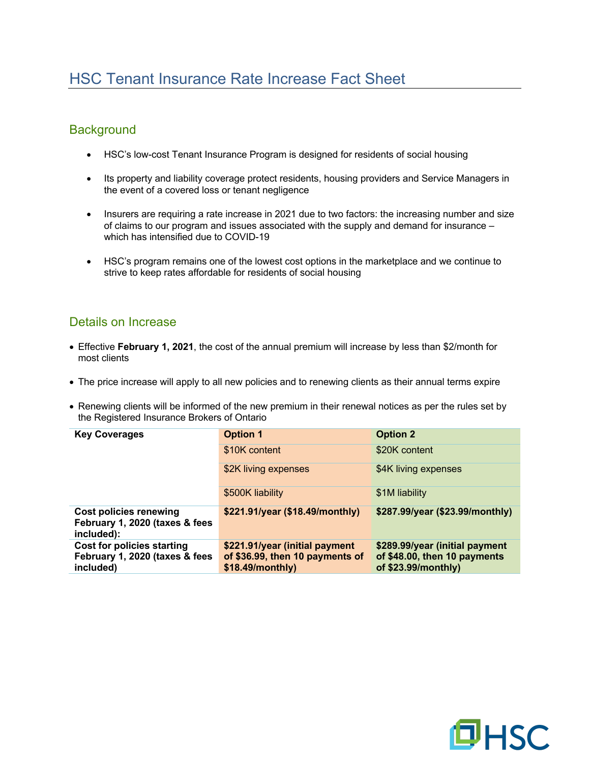# HSC Tenant Insurance Rate Increase Fact Sheet

## Background

- HSC's low-cost Tenant Insurance Program is designed for residents of social housing
- Its property and liability coverage protect residents, housing providers and Service Managers in the event of a covered loss or tenant negligence
- Insurers are requiring a rate increase in 2021 due to two factors: the increasing number and size of claims to our program and issues associated with the supply and demand for insurance – which has intensified due to COVID-19
- HSC's program remains one of the lowest cost options in the marketplace and we continue to strive to keep rates affordable for residents of social housing

## Details on Increase

- Effective **February 1, 2021**, the cost of the annual premium will increase by less than $2/month for most clients
- The price increase will apply to all new policies and to renewing clients as their annual terms expire
- Renewing clients will be informed of the new premium in their renewal notices as per the rules set by the Registered Insurance Brokers of Ontario

| **Key Coverages** | **Option 1** | **Option 2** |
|---|---|---|
| | $10K content | $20K content |
| | $2K living expenses | $4K living expenses |
| | $500K liability | $1M liability |
| **Cost policies renewing February 1, 2020 (taxes & fees included):** | **$221.91/year ($18.49/monthly)** | **$287.99/year ($23.99/monthly)** |
| **Cost for policies starting February 1, 2020 (taxes & fees included)** | **$221.91/year (initial payment of $36.99, then 10 payments of $18.49/monthly)** | **$289.99/year (initial payment of $48.00, then 10 payments of $23.99/monthly)** |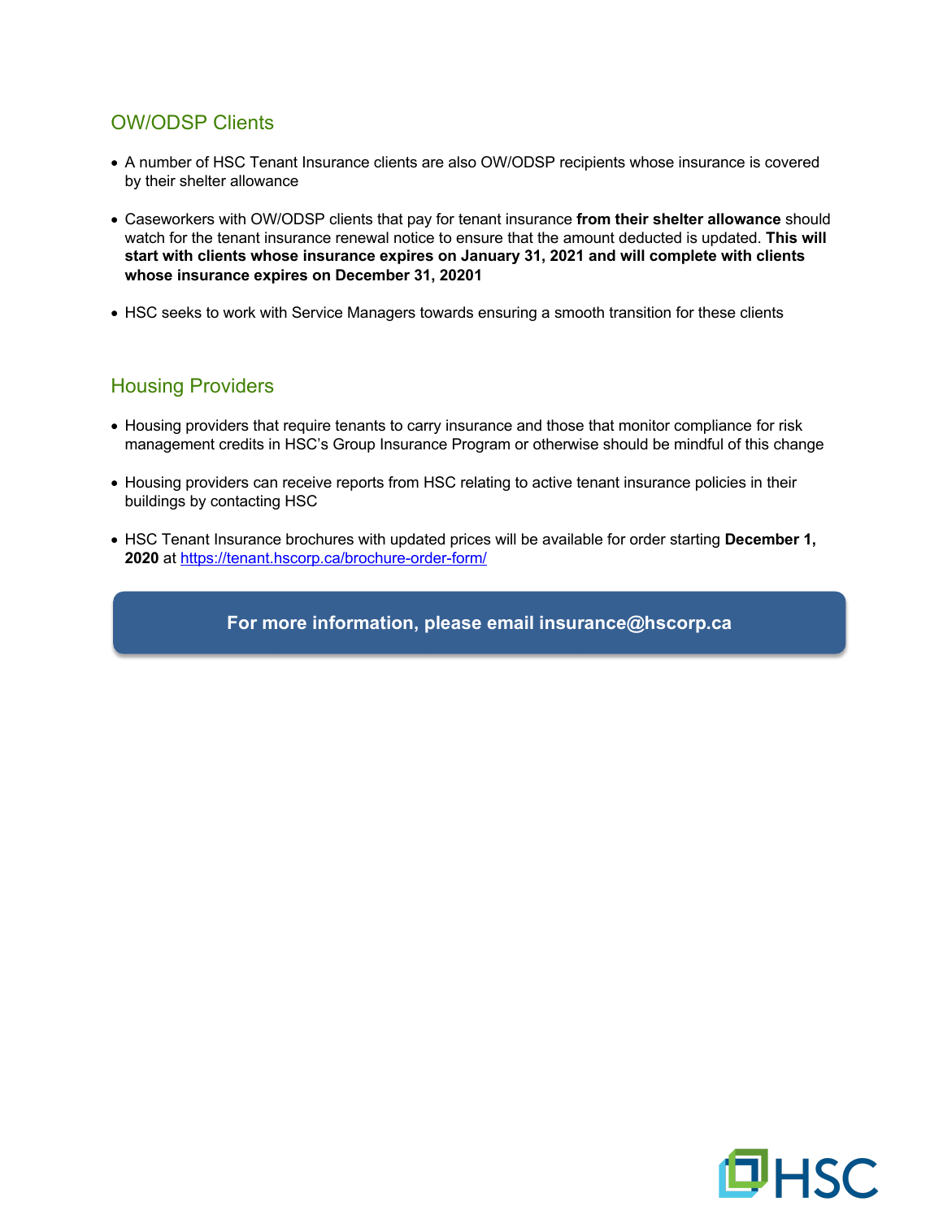## OW/ODSP Clients

- A number of HSC Tenant Insurance clients are also OW/ODSP recipients whose insurance is covered by their shelter allowance
- Caseworkers with OW/ODSP clients that pay for tenant insurance **from their shelter allowance** should watch for the tenant insurance renewal notice to ensure that the amount deducted is updated. **This will start with clients whose insurance expires on January 31, 2021 and will complete with clients whose insurance expires on December 31, 20201**
- HSC seeks to work with Service Managers towards ensuring a smooth transition for these clients

## Housing Providers

- Housing providers that require tenants to carry insurance and those that monitor compliance for risk management credits in HSC's Group Insurance Program or otherwise should be mindful of this change
- Housing providers can receive reports from HSC relating to active tenant insurance policies in their buildings by contacting HSC
- HSC Tenant Insurance brochures with updated prices will be available for order starting **December 1, 2020** at [https://tenant.hscorp.ca/brochure-order-form/](https://tenant.hscorp.ca/brochure-order-form/)

**For more information, please email insurance@hscorp.ca**